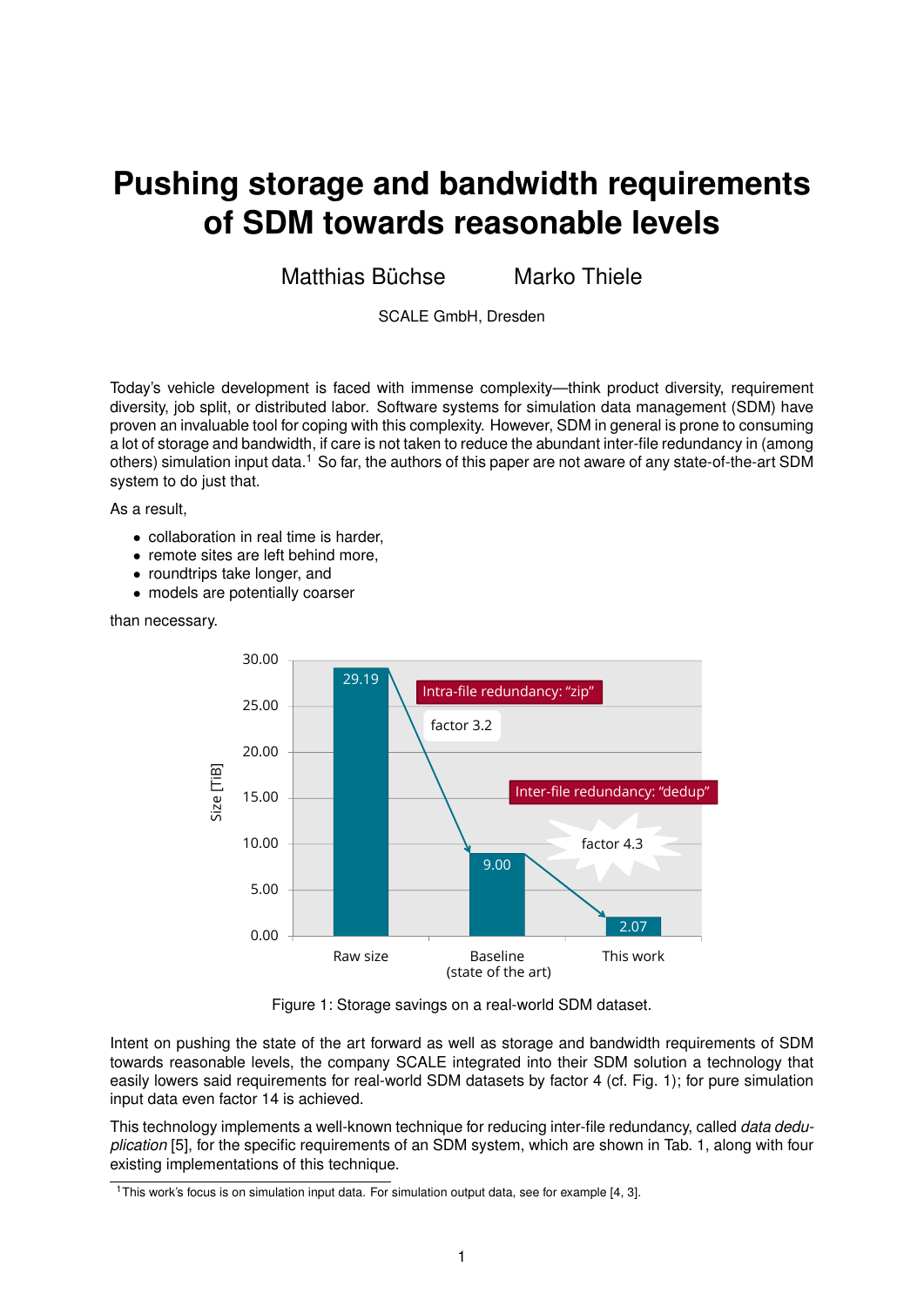# Pushing storage and bandwidth requirements of SDM towards reasonable levels

Matthias Büchse     Marko Thiele

SCALE GmbH, Dresden

Today's vehicle development is faced with immense complexity—think product diversity, requirement diversity, job split, or distributed labor. Software systems for simulation data management (SDM) have proven an invaluable tool for coping with this complexity. However, SDM in general is prone to consuming a lot of storage and bandwidth, if care is not taken to reduce the abundant inter-file redundancy in (among others) simulation input data.[1] So far, the authors of this paper are not aware of any state-of-the-art SDM system to do just that.

As a result,

- collaboration in real time is harder,
- remote sites are left behind more,
- roundtrips take longer, and
- models are potentially coarser

than necessary.

Figure 1: Storage savings on a real-world SDM dataset.

Intent on pushing the state of the art forward as well as storage and bandwidth requirements of SDM towards reasonable levels, the company SCALE integrated into their SDM solution a technology that easily lowers said requirements for real-world SDM datasets by factor 4 (cf. Fig. 1); for pure simulation input data even factor 14 is achieved.

This technology implements a well-known technique for reducing inter-file redundancy, called *data deduplication* [5], for the specific requirements of an SDM system, which are shown in Tab. 1, along with four existing implementations of this technique.

[1] This work's focus is on simulation input data. For simulation output data, see for example [4, 3].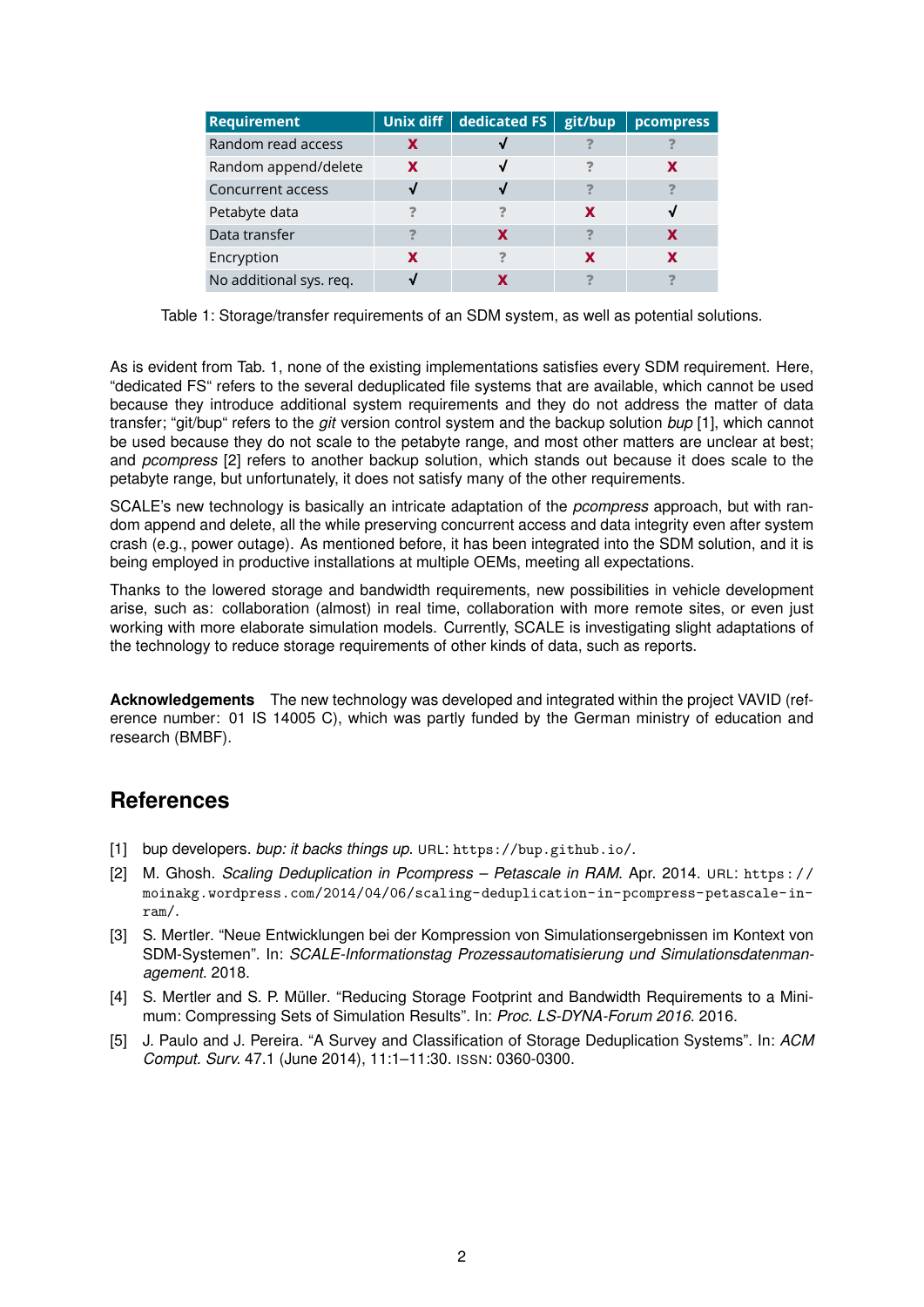| Requirement | Unix diff | dedicated FS | git/bup | pcompress |
|---|---|---|---|---|
| Random read access | x | √ | ? | ? |
| Random append/delete | x | √ | ? | x |
| Concurrent access | √ | √ | ? | ? |
| Petabyte data | ? | ? | x | √ |
| Data transfer | ? | x | ? | x |
| Encryption | x | ? | x | x |
| No additional sys. req. | √ | x | ? | ? |

Table 1: Storage/transfer requirements of an SDM system, as well as potential solutions.

As is evident from Tab. 1, none of the existing implementations satisfies every SDM requirement. Here, "dedicated FS" refers to the several deduplicated file systems that are available, which cannot be used because they introduce additional system requirements and they do not address the matter of data transfer; "git/bup" refers to the *git* version control system and the backup solution *bup* [1], which cannot be used because they do not scale to the petabyte range, and most other matters are unclear at best; and *pcompress* [2] refers to another backup solution, which stands out because it does scale to the petabyte range, but unfortunately, it does not satisfy many of the other requirements.

SCALE's new technology is basically an intricate adaptation of the *pcompress* approach, but with random append and delete, all the while preserving concurrent access and data integrity even after system crash (e.g., power outage). As mentioned before, it has been integrated into the SDM solution, and it is being employed in productive installations at multiple OEMs, meeting all expectations.

Thanks to the lowered storage and bandwidth requirements, new possibilities in vehicle development arise, such as: collaboration (almost) in real time, collaboration with more remote sites, or even just working with more elaborate simulation models. Currently, SCALE is investigating slight adaptations of the technology to reduce storage requirements of other kinds of data, such as reports.

**Acknowledgements** The new technology was developed and integrated within the project VAVID (reference number: 01 IS 14005 C), which was partly funded by the German ministry of education and research (BMBF).

## References

[1] bup developers. *bup: it backs things up*. URL: https://bup.github.io/.

[2] M. Ghosh. *Scaling Deduplication in Pcompress – Petascale in RAM*. Apr. 2014. URL: https://moinakg.wordpress.com/2014/04/06/scaling-deduplication-in-pcompress-petascale-in-ram/.

[3] S. Mertler. "Neue Entwicklungen bei der Kompression von Simulationsergebnissen im Kontext von SDM-Systemen". In: *SCALE-Informationstag Prozessautomatisierung und Simulationsdatenmanagement*. 2018.

[4] S. Mertler and S. P. Müller. "Reducing Storage Footprint and Bandwidth Requirements to a Minimum: Compressing Sets of Simulation Results". In: *Proc. LS-DYNA-Forum 2016*. 2016.

[5] J. Paulo and J. Pereira. "A Survey and Classification of Storage Deduplication Systems". In: *ACM Comput. Surv.* 47.1 (June 2014), 11:1–11:30. ISSN: 0360-0300.